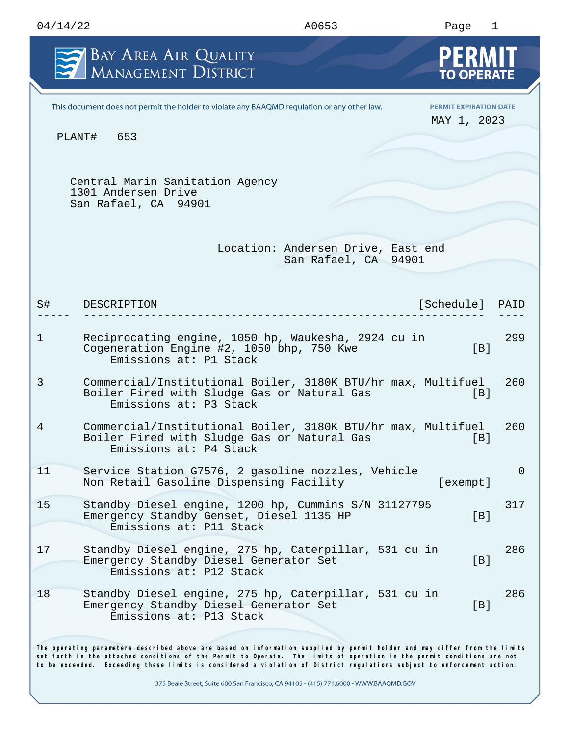# Bay Area Air Quality Management District

# PERMIT TO OPERATE

This document does not permit the holder to violate any BAAQMD regulation or any other law.

**PERMIT EXPIRATION DATE**
MAY 1, 2023

PLANT# 653

Central Marin Sanitation Agency
1301 Andersen Drive
San Rafael, CA 94901

Location: Andersen Drive, East end
San Rafael, CA 94901

| S# | DESCRIPTION | [Schedule] | PAID |
|---|---|---|---|
| 1 | Reciprocating engine, 1050 hp, Waukesha, 2924 cu in<br>Cogeneration Engine #2, 1050 bhp, 750 Kwe<br>Emissions at: P1 Stack | [B] | 299 |
| 3 | Commercial/Institutional Boiler, 3180K BTU/hr max, Multifuel<br>Boiler Fired with Sludge Gas or Natural Gas<br>Emissions at: P3 Stack | [B] | 260 |
| 4 | Commercial/Institutional Boiler, 3180K BTU/hr max, Multifuel<br>Boiler Fired with Sludge Gas or Natural Gas<br>Emissions at: P4 Stack | [B] | 260 |
| 11 | Service Station G7576, 2 gasoline nozzles, Vehicle<br>Non Retail Gasoline Dispensing Facility | [exempt] | 0 |
| 15 | Standby Diesel engine, 1200 hp, Cummins S/N 31127795<br>Emergency Standby Genset, Diesel 1135 HP<br>Emissions at: P11 Stack | [B] | 317 |
| 17 | Standby Diesel engine, 275 hp, Caterpillar, 531 cu in<br>Emergency Standby Diesel Generator Set<br>Emissions at: P12 Stack | [B] | 286 |
| 18 | Standby Diesel engine, 275 hp, Caterpillar, 531 cu in<br>Emergency Standby Diesel Generator Set<br>Emissions at: P13 Stack | [B] | 286 |

The operating parameters described above are based on information supplied by permit holder and may differ from the limits set forth in the attached conditions of the Permit to Operate. The limits of operation in the permit conditions are not to be exceeded. Exceeding these limits is considered a violation of District regulations subject to enforcement action.

375 Beale Street, Suite 600 San Francisco, CA 94105 - (415) 771.6000 - WWW.BAAQMD.GOV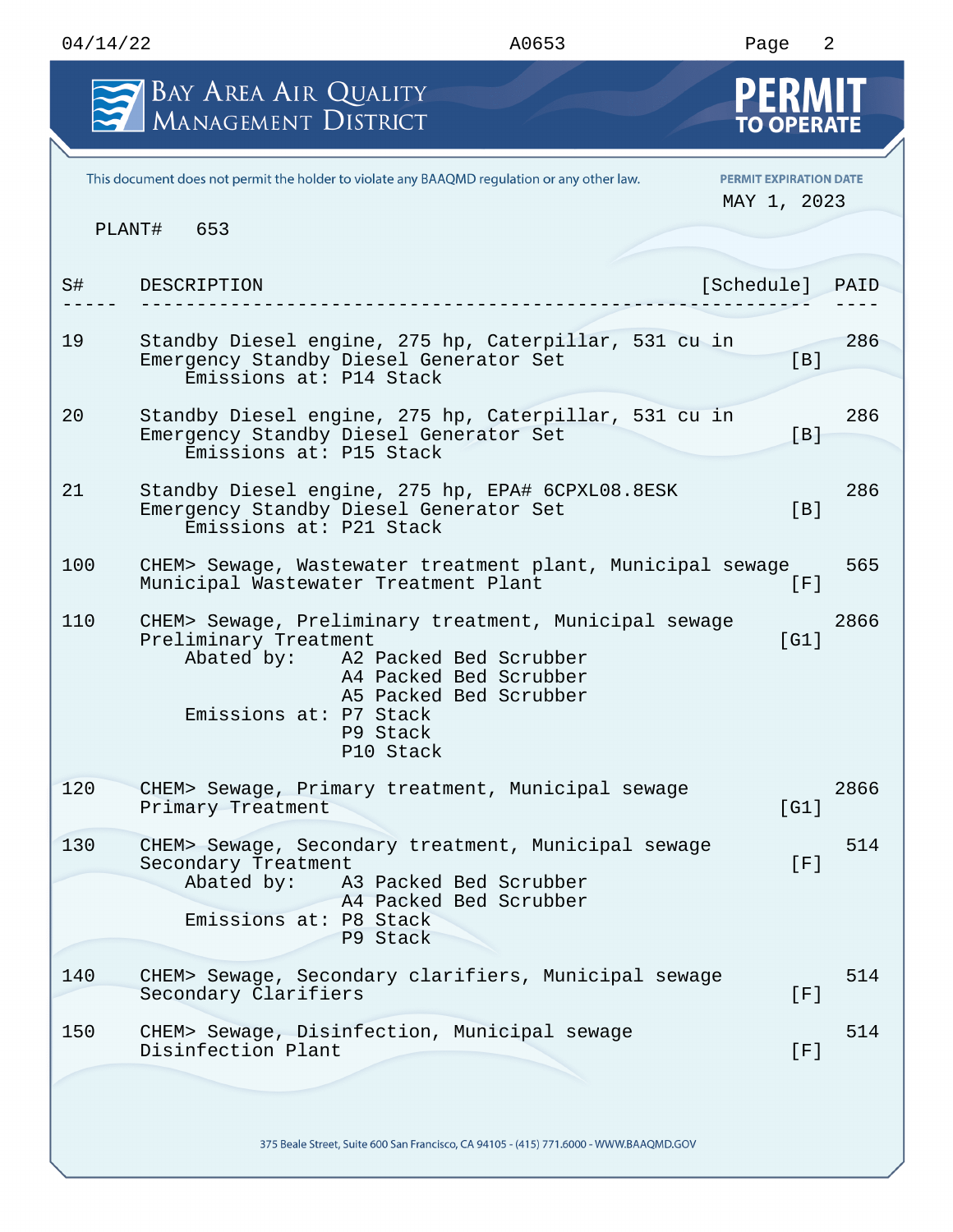# BAY AREA AIR QUALITY MANAGEMENT DISTRICT

# PERMIT TO OPERATE

This document does not permit the holder to violate any BAAQMD regulation or any other law.

PERMIT EXPIRATION DATE
MAY 1, 2023

PLANT# 653

| S# | DESCRIPTION | [Schedule] | PAID |
|---|---|---|---|
| 19 | Standby Diesel engine, 275 hp, Caterpillar, 531 cu in<br>Emergency Standby Diesel Generator Set<br>Emissions at: P14 Stack | [B] | 286 |
| 20 | Standby Diesel engine, 275 hp, Caterpillar, 531 cu in<br>Emergency Standby Diesel Generator Set<br>Emissions at: P15 Stack | [B] | 286 |
| 21 | Standby Diesel engine, 275 hp, EPA# 6CPXL08.8ESK<br>Emergency Standby Diesel Generator Set<br>Emissions at: P21 Stack | [B] | 286 |
| 100 | CHEM> Sewage, Wastewater treatment plant, Municipal sewage<br>Municipal Wastewater Treatment Plant | [F] | 565 |
| 110 | CHEM> Sewage, Preliminary treatment, Municipal sewage<br>Preliminary Treatment<br>Abated by: A2 Packed Bed Scrubber<br>A4 Packed Bed Scrubber<br>A5 Packed Bed Scrubber<br>Emissions at: P7 Stack<br>P9 Stack<br>P10 Stack | [G1] | 2866 |
| 120 | CHEM> Sewage, Primary treatment, Municipal sewage<br>Primary Treatment | [G1] | 2866 |
| 130 | CHEM> Sewage, Secondary treatment, Municipal sewage<br>Secondary Treatment<br>Abated by: A3 Packed Bed Scrubber<br>A4 Packed Bed Scrubber<br>Emissions at: P8 Stack<br>P9 Stack | [F] | 514 |
| 140 | CHEM> Sewage, Secondary clarifiers, Municipal sewage<br>Secondary Clarifiers | [F] | 514 |
| 150 | CHEM> Sewage, Disinfection, Municipal sewage<br>Disinfection Plant | [F] | 514 |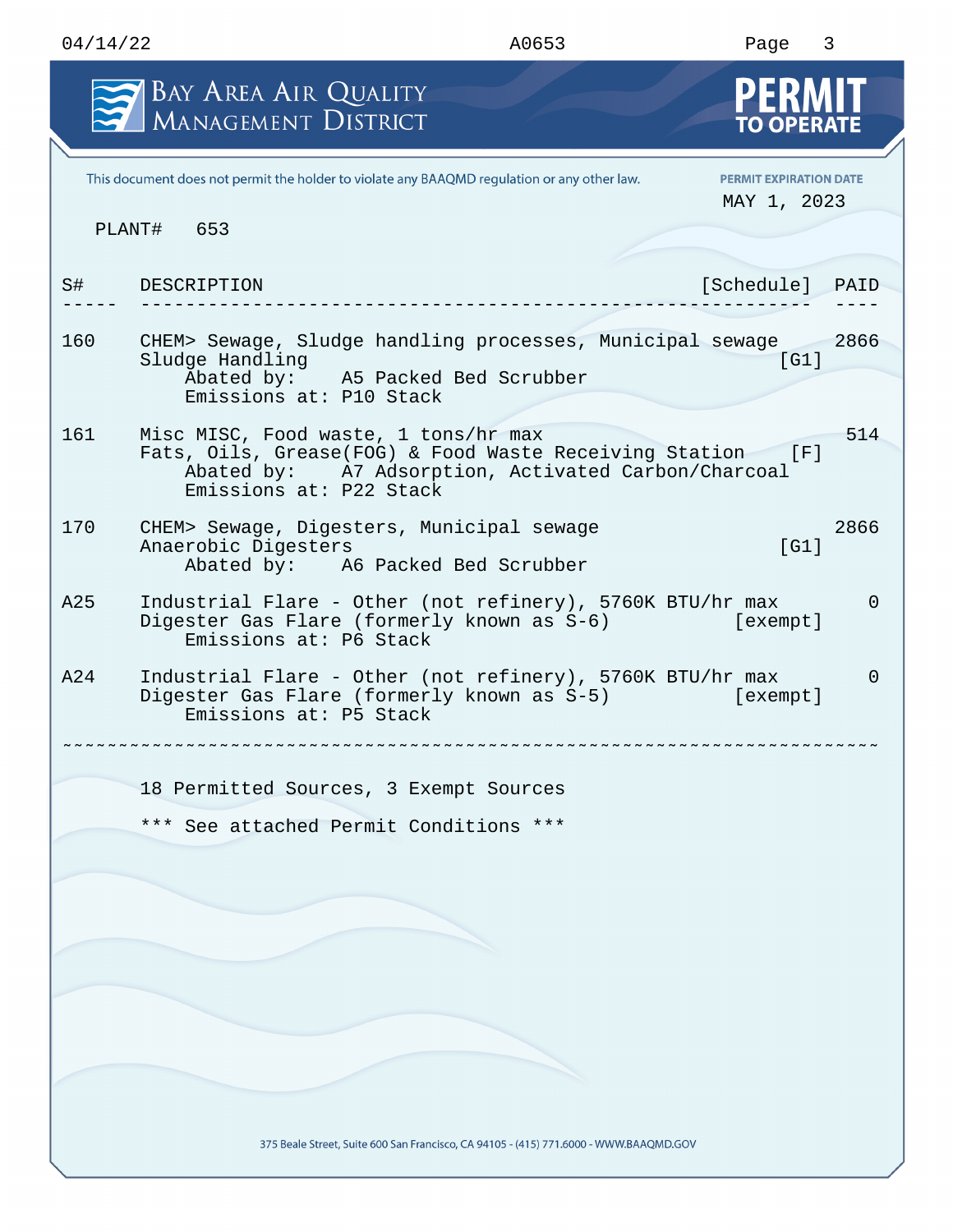Bay Area Air Quality Management District

**PERMIT TO OPERATE**

This document does not permit the holder to violate any BAAQMD regulation or any other law.

PERMIT EXPIRATION DATE
MAY 1, 2023

PLANT# 653

| S# | DESCRIPTION | [Schedule] | PAID |
|---|---|---|---|
| 160 | CHEM> Sewage, Sludge handling processes, Municipal sewage<br>Sludge Handling<br>Abated by: A5 Packed Bed Scrubber<br>Emissions at: P10 Stack | [G1] | 2866 |
| 161 | Misc MISC, Food waste, 1 tons/hr max<br>Fats, Oils, Grease(FOG) & Food Waste Receiving Station<br>Abated by: A7 Adsorption, Activated Carbon/Charcoal<br>Emissions at: P22 Stack | [F] | 514 |
| 170 | CHEM> Sewage, Digesters, Municipal sewage<br>Anaerobic Digesters<br>Abated by: A6 Packed Bed Scrubber | [G1] | 2866 |
| A25 | Industrial Flare - Other (not refinery), 5760K BTU/hr max<br>Digester Gas Flare (formerly known as S-6)<br>Emissions at: P6 Stack | [exempt] | 0 |
| A24 | Industrial Flare - Other (not refinery), 5760K BTU/hr max<br>Digester Gas Flare (formerly known as S-5)<br>Emissions at: P5 Stack | [exempt] | 0 |

18 Permitted Sources, 3 Exempt Sources

*** See attached Permit Conditions ***

375 Beale Street, Suite 600 San Francisco, CA 94105 - (415) 771.6000 - WWW.BAAQMD.GOV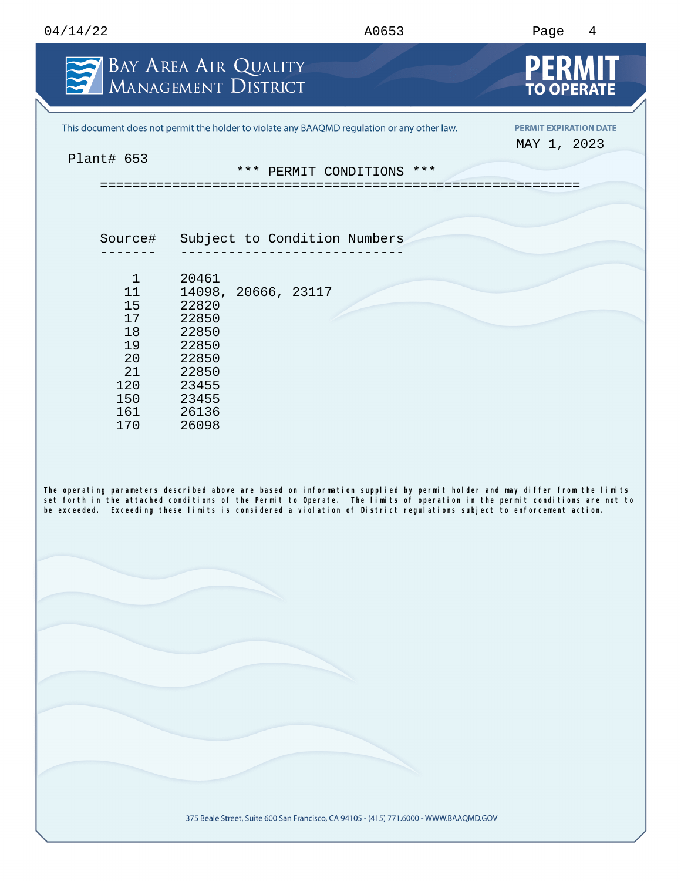BAY AREA AIR QUALITY MANAGEMENT DISTRICT

**PERMIT TO OPERATE**

This document does not permit the holder to violate any BAAQMD regulation or any other law.

PERMIT EXPIRATION DATE
MAY 1, 2023

Plant# 653

### \*\*\* PERMIT CONDITIONS \*\*\*

| Source# | Subject to Condition Numbers |
|---|---|
| 1 | 20461 |
| 11 | 14098, 20666, 23117 |
| 15 | 22820 |
| 17 | 22850 |
| 18 | 22850 |
| 19 | 22850 |
| 20 | 22850 |
| 21 | 22850 |
| 120 | 23455 |
| 150 | 23455 |
| 161 | 26136 |
| 170 | 26098 |

The operating parameters described above are based on information supplied by permit holder and may differ from the limits set forth in the attached conditions of the Permit to Operate. The limits of operation in the permit conditions are not to be exceeded. Exceeding these limits is considered a violation of District regulations subject to enforcement action.

375 Beale Street, Suite 600 San Francisco, CA 94105 - (415) 771.6000 - WWW.BAAQMD.GOV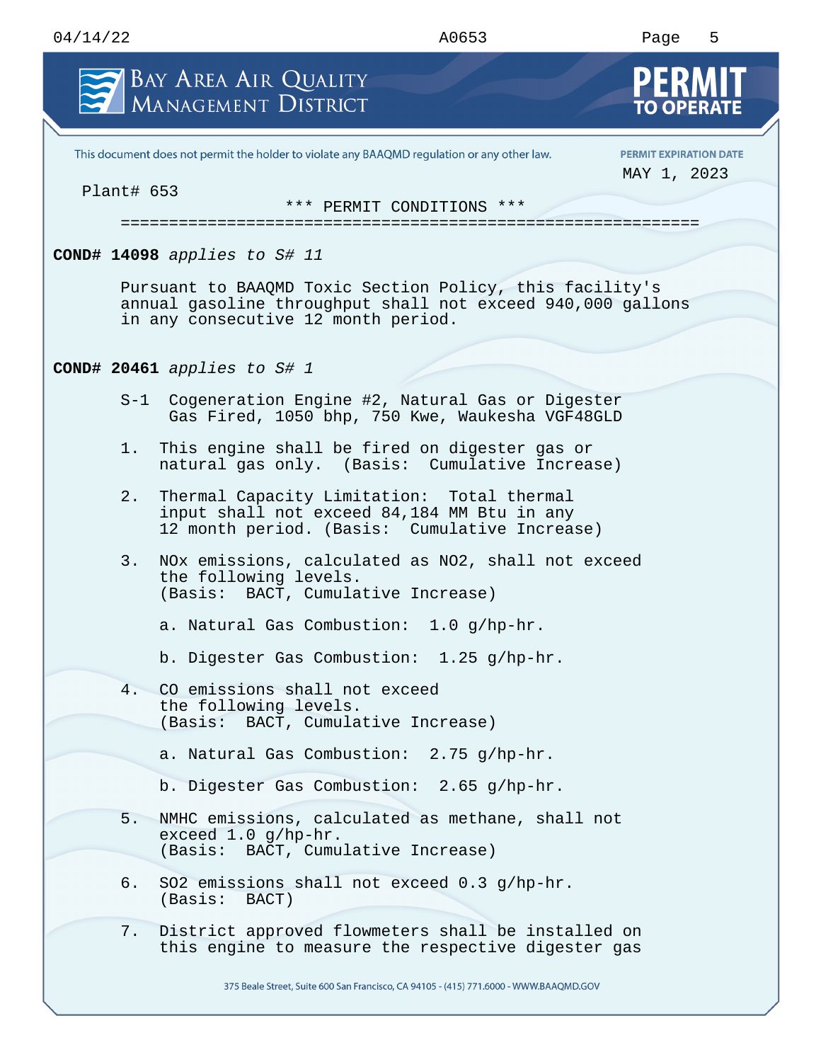This document does not permit the holder to violate any BAAQMD regulation or any other law.

PERMIT EXPIRATION DATE
MAY 1, 2023

Plant# 653

*** PERMIT CONDITIONS ***

**COND# 14098** *applies to S# 11*

Pursuant to BAAQMD Toxic Section Policy, this facility's annual gasoline throughput shall not exceed 940,000 gallons in any consecutive 12 month period.

**COND# 20461** *applies to S# 1*

S-1 Cogeneration Engine #2, Natural Gas or Digester Gas Fired, 1050 bhp, 750 Kwe, Waukesha VGF48GLD

1. This engine shall be fired on digester gas or natural gas only. (Basis: Cumulative Increase)

2. Thermal Capacity Limitation: Total thermal input shall not exceed 84,184 MM Btu in any 12 month period. (Basis: Cumulative Increase)

3. NOx emissions, calculated as $NO_2$, shall not exceed the following levels. (Basis: BACT, Cumulative Increase)

   a. Natural Gas Combustion: 1.0 g/hp-hr.

   b. Digester Gas Combustion: 1.25 g/hp-hr.

4. CO emissions shall not exceed the following levels. (Basis: BACT, Cumulative Increase)

   a. Natural Gas Combustion: 2.75 g/hp-hr.

   b. Digester Gas Combustion: 2.65 g/hp-hr.

5. NMHC emissions, calculated as methane, shall not exceed 1.0 g/hp-hr. (Basis: BACT, Cumulative Increase)

6. $SO_2$ emissions shall not exceed 0.3 g/hp-hr. (Basis: BACT)

7. District approved flowmeters shall be installed on this engine to measure the respective digester gas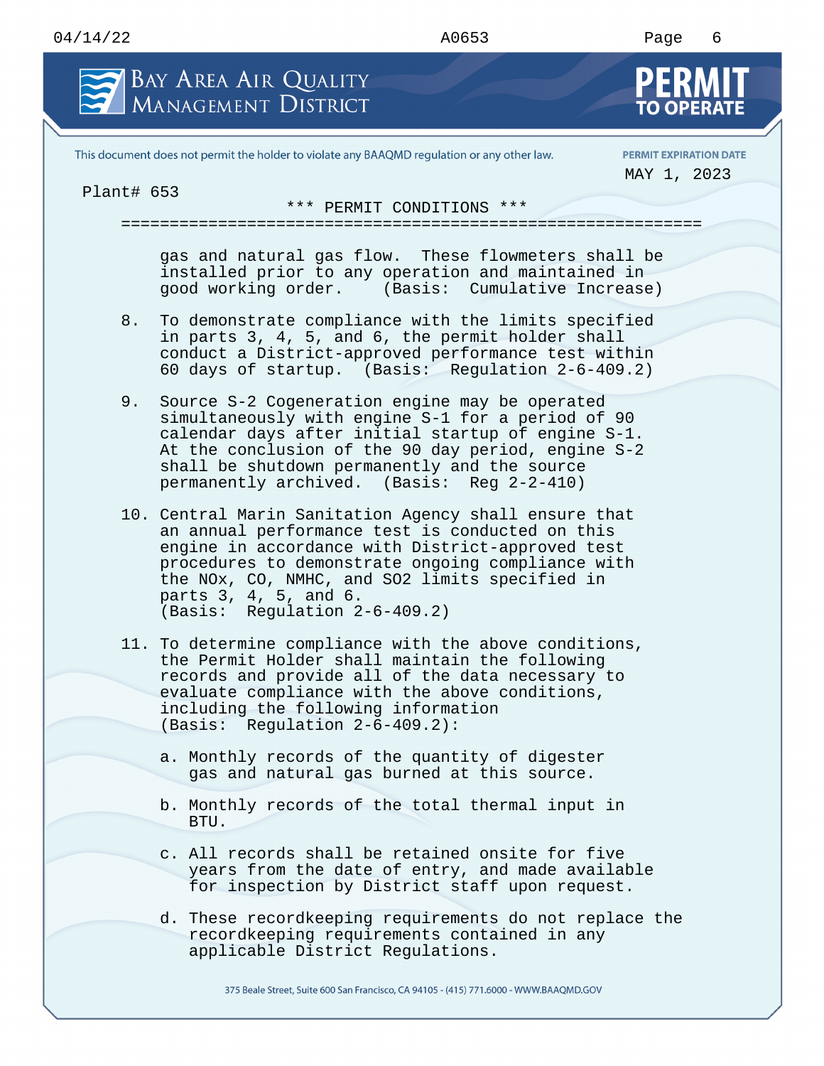Plant# 653

*** PERMIT CONDITIONS ***

gas and natural gas flow. These flowmeters shall be installed prior to any operation and maintained in good working order. (Basis: Cumulative Increase)

8. To demonstrate compliance with the limits specified in parts 3, 4, 5, and 6, the permit holder shall conduct a District-approved performance test within 60 days of startup. (Basis: Regulation 2-6-409.2)

9. Source S-2 Cogeneration engine may be operated simultaneously with engine S-1 for a period of 90 calendar days after initial startup of engine S-1. At the conclusion of the 90 day period, engine S-2 shall be shutdown permanently and the source permanently archived. (Basis: Reg 2-2-410)

10. Central Marin Sanitation Agency shall ensure that an annual performance test is conducted on this engine in accordance with District-approved test procedures to demonstrate ongoing compliance with the NOx, CO, NMHC, and SO2 limits specified in parts 3, 4, 5, and 6.
(Basis: Regulation 2-6-409.2)

11. To determine compliance with the above conditions, the Permit Holder shall maintain the following records and provide all of the data necessary to evaluate compliance with the above conditions, including the following information (Basis: Regulation 2-6-409.2):

    a. Monthly records of the quantity of digester gas and natural gas burned at this source.

    b. Monthly records of the total thermal input in BTU.

    c. All records shall be retained onsite for five years from the date of entry, and made available for inspection by District staff upon request.

    d. These recordkeeping requirements do not replace the recordkeeping requirements contained in any applicable District Regulations.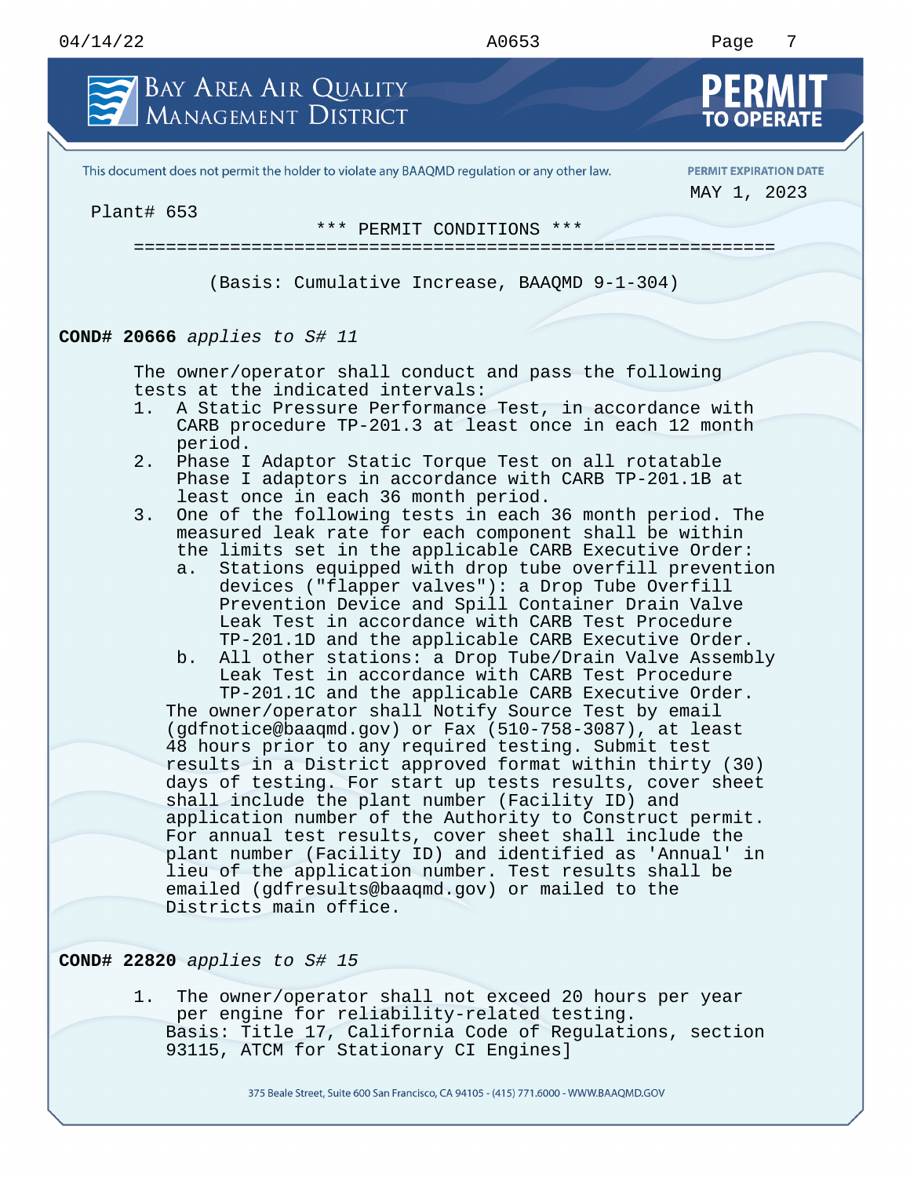Plant# 653

*** PERMIT CONDITIONS ***

(Basis: Cumulative Increase, BAAQMD 9-1-304)

**COND# 20666** *applies to S# 11*

The owner/operator shall conduct and pass the following tests at the indicated intervals:

1. A Static Pressure Performance Test, in accordance with CARB procedure TP-201.3 at least once in each 12 month period.
2. Phase I Adaptor Static Torque Test on all rotatable Phase I adaptors in accordance with CARB TP-201.1B at least once in each 36 month period.
3. One of the following tests in each 36 month period. The measured leak rate for each component shall be within the limits set in the applicable CARB Executive Order:
   a. Stations equipped with drop tube overfill prevention devices ("flapper valves"): a Drop Tube Overfill Prevention Device and Spill Container Drain Valve Leak Test in accordance with CARB Test Procedure TP-201.1D and the applicable CARB Executive Order.
   b. All other stations: a Drop Tube/Drain Valve Assembly Leak Test in accordance with CARB Test Procedure TP-201.1C and the applicable CARB Executive Order.

The owner/operator shall Notify Source Test by email (gdfnotice@baaqmd.gov) or Fax (510-758-3087), at least 48 hours prior to any required testing. Submit test results in a District approved format within thirty (30) days of testing. For start up tests results, cover sheet shall include the plant number (Facility ID) and application number of the Authority to Construct permit. For annual test results, cover sheet shall include the plant number (Facility ID) and identified as 'Annual' in lieu of the application number. Test results shall be emailed (gdfresults@baaqmd.gov) or mailed to the Districts main office.

**COND# 22820** *applies to S# 15*

1. The owner/operator shall not exceed 20 hours per year per engine for reliability-related testing.
   Basis: Title 17, California Code of Regulations, section 93115, ATCM for Stationary CI Engines]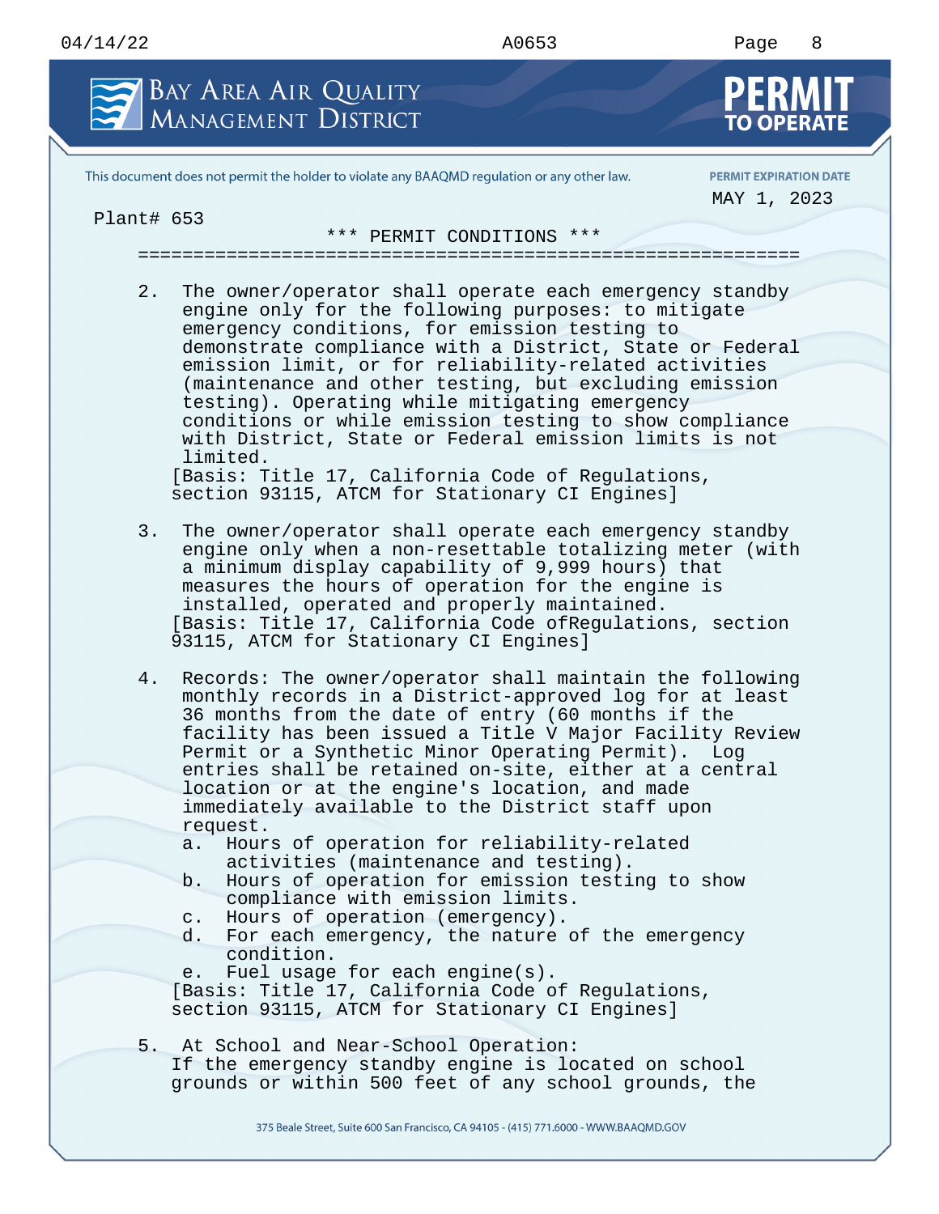Plant# 653

*** PERMIT CONDITIONS ***

2. The owner/operator shall operate each emergency standby engine only for the following purposes: to mitigate emergency conditions, for emission testing to demonstrate compliance with a District, State or Federal emission limit, or for reliability-related activities (maintenance and other testing, but excluding emission testing). Operating while mitigating emergency conditions or while emission testing to show compliance with District, State or Federal emission limits is not limited.
   [Basis: Title 17, California Code of Regulations, section 93115, ATCM for Stationary CI Engines]

3. The owner/operator shall operate each emergency standby engine only when a non-resettable totalizing meter (with a minimum display capability of 9,999 hours) that measures the hours of operation for the engine is installed, operated and properly maintained.
   [Basis: Title 17, California Code ofRegulations, section 93115, ATCM for Stationary CI Engines]

4. Records: The owner/operator shall maintain the following monthly records in a District-approved log for at least 36 months from the date of entry (60 months if the facility has been issued a Title V Major Facility Review Permit or a Synthetic Minor Operating Permit). Log entries shall be retained on-site, either at a central location or at the engine's location, and made immediately available to the District staff upon request.
   a. Hours of operation for reliability-related activities (maintenance and testing).
   b. Hours of operation for emission testing to show compliance with emission limits.
   c. Hours of operation (emergency).
   d. For each emergency, the nature of the emergency condition.
   e. Fuel usage for each engine(s).
   [Basis: Title 17, California Code of Regulations, section 93115, ATCM for Stationary CI Engines]

5. At School and Near-School Operation:
   If the emergency standby engine is located on school grounds or within 500 feet of any school grounds, the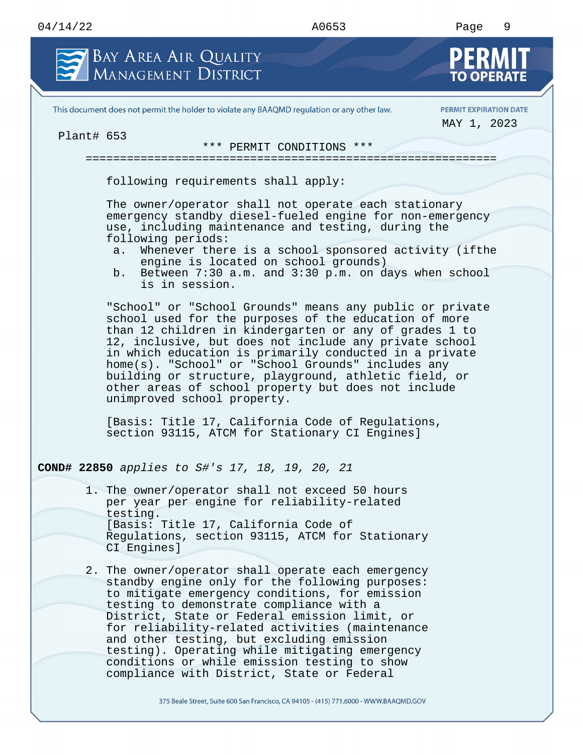This document does not permit the holder to violate any BAAQMD regulation or any other law.

PERMIT EXPIRATION DATE
MAY 1, 2023

Plant# 653

*** PERMIT CONDITIONS ***

following requirements shall apply:

The owner/operator shall not operate each stationary emergency standby diesel-fueled engine for non-emergency use, including maintenance and testing, during the following periods:

a. Whenever there is a school sponsored activity (ifthe engine is located on school grounds)
b. Between 7:30 a.m. and 3:30 p.m. on days when school is in session.

"School" or "School Grounds" means any public or private school used for the purposes of the education of more than 12 children in kindergarten or any of grades 1 to 12, inclusive, but does not include any private school in which education is primarily conducted in a private home(s). "School" or "School Grounds" includes any building or structure, playground, athletic field, or other areas of school property but does not include unimproved school property.

[Basis: Title 17, California Code of Regulations, section 93115, ATCM for Stationary CI Engines]

**COND# 22850** *applies to S#'s 17, 18, 19, 20, 21*

1. The owner/operator shall not exceed 50 hours per year per engine for reliability-related testing.
   [Basis: Title 17, California Code of Regulations, section 93115, ATCM for Stationary CI Engines]

2. The owner/operator shall operate each emergency standby engine only for the following purposes: to mitigate emergency conditions, for emission testing to demonstrate compliance with a District, State or Federal emission limit, or for reliability-related activities (maintenance and other testing, but excluding emission testing). Operating while mitigating emergency conditions or while emission testing to show compliance with District, State or Federal

375 Beale Street, Suite 600 San Francisco, CA 94105 - (415) 771.6000 - WWW.BAAQMD.GOV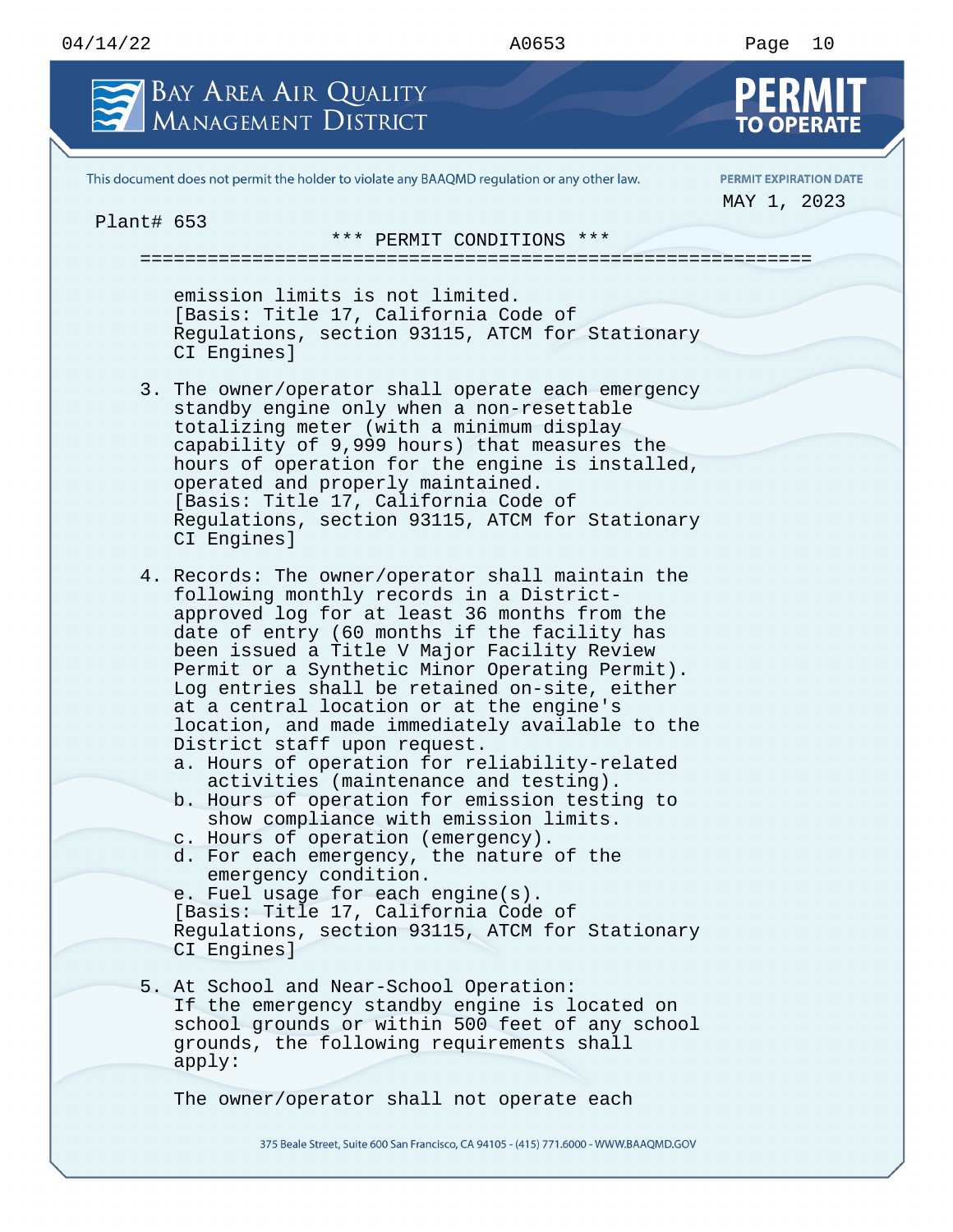emission limits is not limited.
[Basis: Title 17, California Code of Regulations, section 93115, ATCM for Stationary CI Engines]

3. The owner/operator shall operate each emergency standby engine only when a non-resettable totalizing meter (with a minimum display capability of 9,999 hours) that measures the hours of operation for the engine is installed, operated and properly maintained.
[Basis: Title 17, California Code of Regulations, section 93115, ATCM for Stationary CI Engines]

4. Records: The owner/operator shall maintain the following monthly records in a District-approved log for at least 36 months from the date of entry (60 months if the facility has been issued a Title V Major Facility Review Permit or a Synthetic Minor Operating Permit). Log entries shall be retained on-site, either at a central location or at the engine's location, and made immediately available to the District staff upon request.
   a. Hours of operation for reliability-related activities (maintenance and testing).
   b. Hours of operation for emission testing to show compliance with emission limits.
   c. Hours of operation (emergency).
   d. For each emergency, the nature of the emergency condition.
   e. Fuel usage for each engine(s).
   [Basis: Title 17, California Code of Regulations, section 93115, ATCM for Stationary CI Engines]

5. At School and Near-School Operation:
   If the emergency standby engine is located on school grounds or within 500 feet of any school grounds, the following requirements shall apply:

   The owner/operator shall not operate each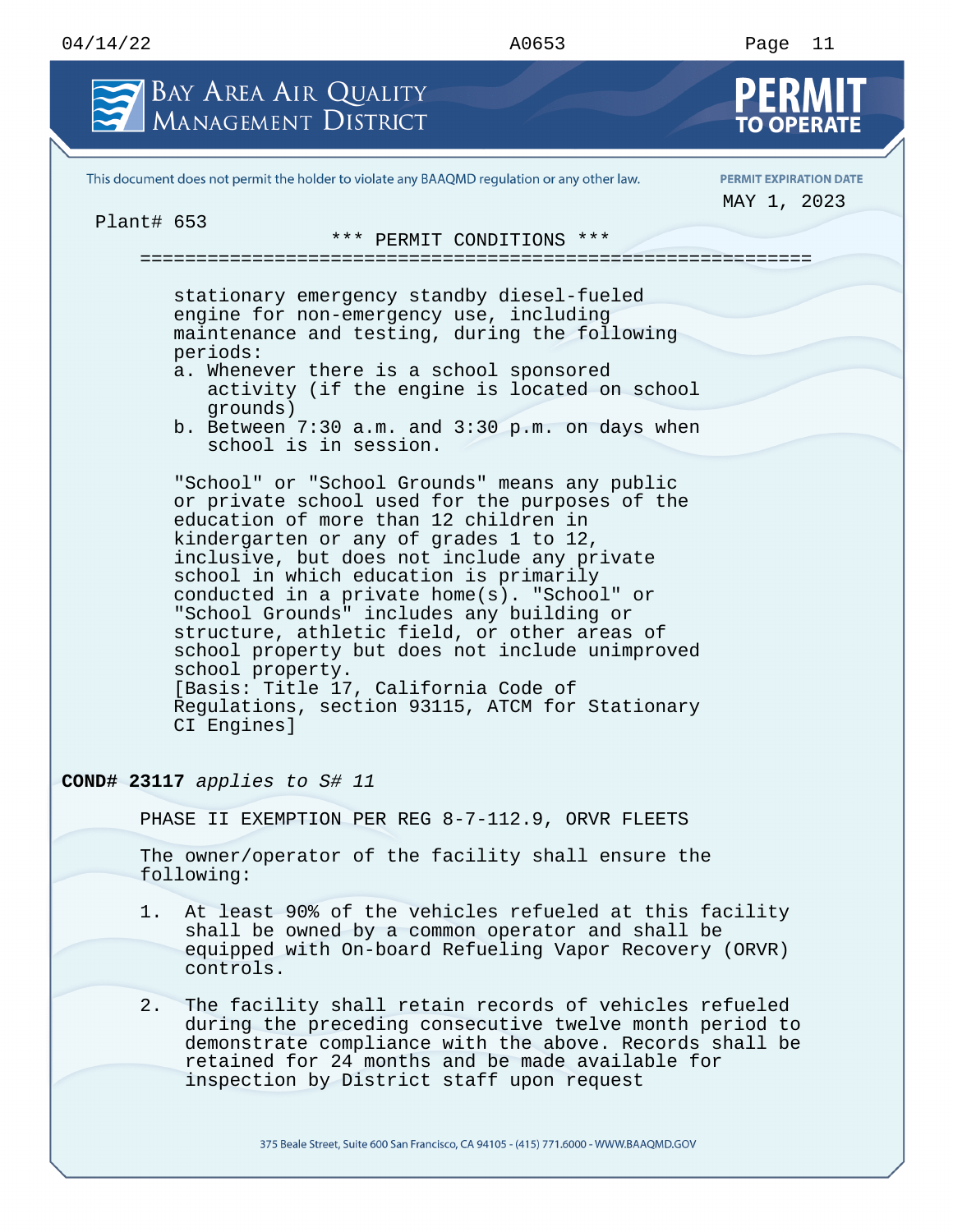Plant# 653

*** PERMIT CONDITIONS ***

stationary emergency standby diesel-fueled engine for non-emergency use, including maintenance and testing, during the following periods:

a. Whenever there is a school sponsored activity (if the engine is located on school grounds)
b. Between 7:30 a.m. and 3:30 p.m. on days when school is in session.

"School" or "School Grounds" means any public or private school used for the purposes of the education of more than 12 children in kindergarten or any of grades 1 to 12, inclusive, but does not include any private school in which education is primarily conducted in a private home(s). "School" or "School Grounds" includes any building or structure, athletic field, or other areas of school property but does not include unimproved school property.
[Basis: Title 17, California Code of Regulations, section 93115, ATCM for Stationary CI Engines]

**COND# 23117** *applies to S# 11*

PHASE II EXEMPTION PER REG 8-7-112.9, ORVR FLEETS

The owner/operator of the facility shall ensure the following:

1. At least 90% of the vehicles refueled at this facility shall be owned by a common operator and shall be equipped with On-board Refueling Vapor Recovery (ORVR) controls.

2. The facility shall retain records of vehicles refueled during the preceding consecutive twelve month period to demonstrate compliance with the above. Records shall be retained for 24 months and be made available for inspection by District staff upon request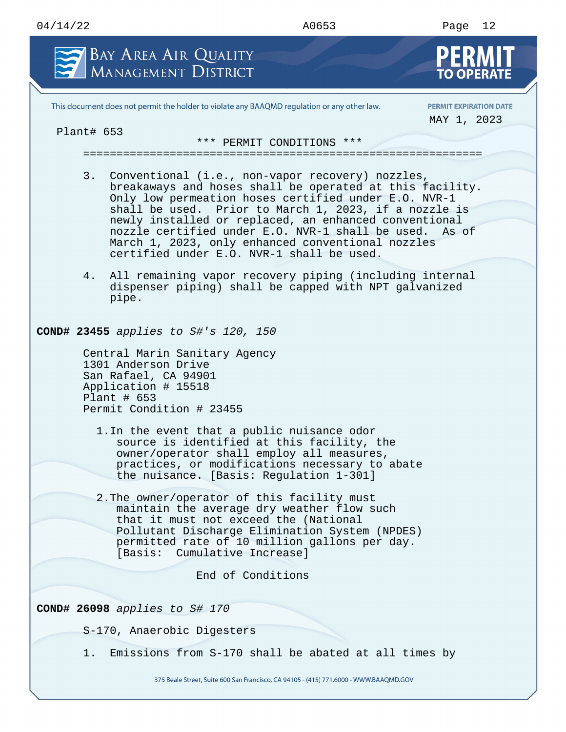Plant# 653

*** PERMIT CONDITIONS ***

3. Conventional (i.e., non-vapor recovery) nozzles, breakaways and hoses shall be operated at this facility. Only low permeation hoses certified under E.O. NVR-1 shall be used. Prior to March 1, 2023, if a nozzle is newly installed or replaced, an enhanced conventional nozzle certified under E.O. NVR-1 shall be used. As of March 1, 2023, only enhanced conventional nozzles certified under E.O. NVR-1 shall be used.

4. All remaining vapor recovery piping (including internal dispenser piping) shall be capped with NPT galvanized pipe.

**COND# 23455** *applies to S#'s 120, 150*

Central Marin Sanitary Agency
1301 Anderson Drive
San Rafael, CA 94901
Application # 15518
Plant # 653
Permit Condition # 23455

1. In the event that a public nuisance odor source is identified at this facility, the owner/operator shall employ all measures, practices, or modifications necessary to abate the nuisance. [Basis: Regulation 1-301]

2. The owner/operator of this facility must maintain the average dry weather flow such that it must not exceed the (National Pollutant Discharge Elimination System (NPDES) permitted rate of 10 million gallons per day. [Basis: Cumulative Increase]

End of Conditions

**COND# 26098** *applies to S# 170*

S-170, Anaerobic Digesters

1. Emissions from S-170 shall be abated at all times by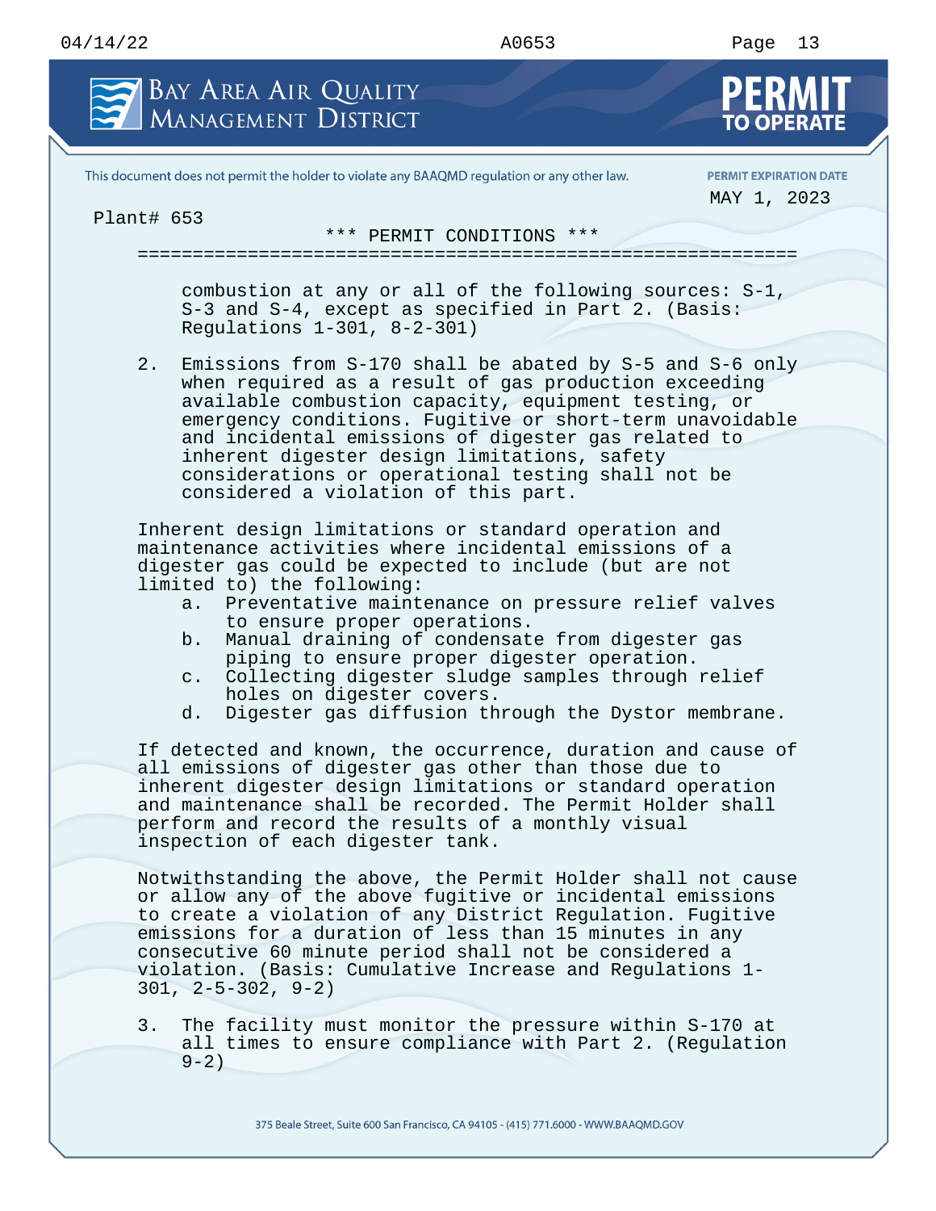combustion at any or all of the following sources: S-1, S-3 and S-4, except as specified in Part 2. (Basis: Regulations 1-301, 8-2-301)

2. Emissions from S-170 shall be abated by S-5 and S-6 only when required as a result of gas production exceeding available combustion capacity, equipment testing, or emergency conditions. Fugitive or short-term unavoidable and incidental emissions of digester gas related to inherent digester design limitations, safety considerations or operational testing shall not be considered a violation of this part.

Inherent design limitations or standard operation and maintenance activities where incidental emissions of a digester gas could be expected to include (but are not limited to) the following:

a. Preventative maintenance on pressure relief valves to ensure proper operations.
b. Manual draining of condensate from digester gas piping to ensure proper digester operation.
c. Collecting digester sludge samples through relief holes on digester covers.
d. Digester gas diffusion through the Dystor membrane.

If detected and known, the occurrence, duration and cause of all emissions of digester gas other than those due to inherent digester design limitations or standard operation and maintenance shall be recorded. The Permit Holder shall perform and record the results of a monthly visual inspection of each digester tank.

Notwithstanding the above, the Permit Holder shall not cause or allow any of the above fugitive or incidental emissions to create a violation of any District Regulation. Fugitive emissions for a duration of less than 15 minutes in any consecutive 60 minute period shall not be considered a violation. (Basis: Cumulative Increase and Regulations 1-301, 2-5-302, 9-2)

3. The facility must monitor the pressure within S-170 at all times to ensure compliance with Part 2. (Regulation 9-2)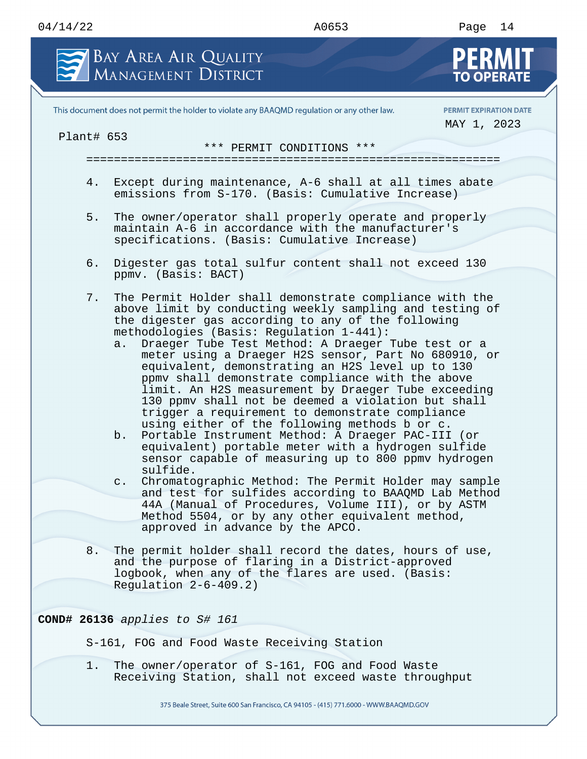Plant# 653

*** PERMIT CONDITIONS ***

4. Except during maintenance, A-6 shall at all times abate emissions from S-170. (Basis: Cumulative Increase)

5. The owner/operator shall properly operate and properly maintain A-6 in accordance with the manufacturer's specifications. (Basis: Cumulative Increase)

6. Digester gas total sulfur content shall not exceed 130 ppmv. (Basis: BACT)

7. The Permit Holder shall demonstrate compliance with the above limit by conducting weekly sampling and testing of the digester gas according to any of the following methodologies (Basis: Regulation 1-441):
   a. Draeger Tube Test Method: A Draeger Tube test or a meter using a Draeger H2S sensor, Part No 680910, or equivalent, demonstrating an H2S level up to 130 ppmv shall demonstrate compliance with the above limit. An H2S measurement by Draeger Tube exceeding 130 ppmv shall not be deemed a violation but shall trigger a requirement to demonstrate compliance using either of the following methods b or c.
   b. Portable Instrument Method: A Draeger PAC-III (or equivalent) portable meter with a hydrogen sulfide sensor capable of measuring up to 800 ppmv hydrogen sulfide.
   c. Chromatographic Method: The Permit Holder may sample and test for sulfides according to BAAQMD Lab Method 44A (Manual of Procedures, Volume III), or by ASTM Method 5504, or by any other equivalent method, approved in advance by the APCO.

8. The permit holder shall record the dates, hours of use, and the purpose of flaring in a District-approved logbook, when any of the flares are used. (Basis: Regulation 2-6-409.2)

**COND# 26136** *applies to S# 161*

S-161, FOG and Food Waste Receiving Station

1. The owner/operator of S-161, FOG and Food Waste Receiving Station, shall not exceed waste throughput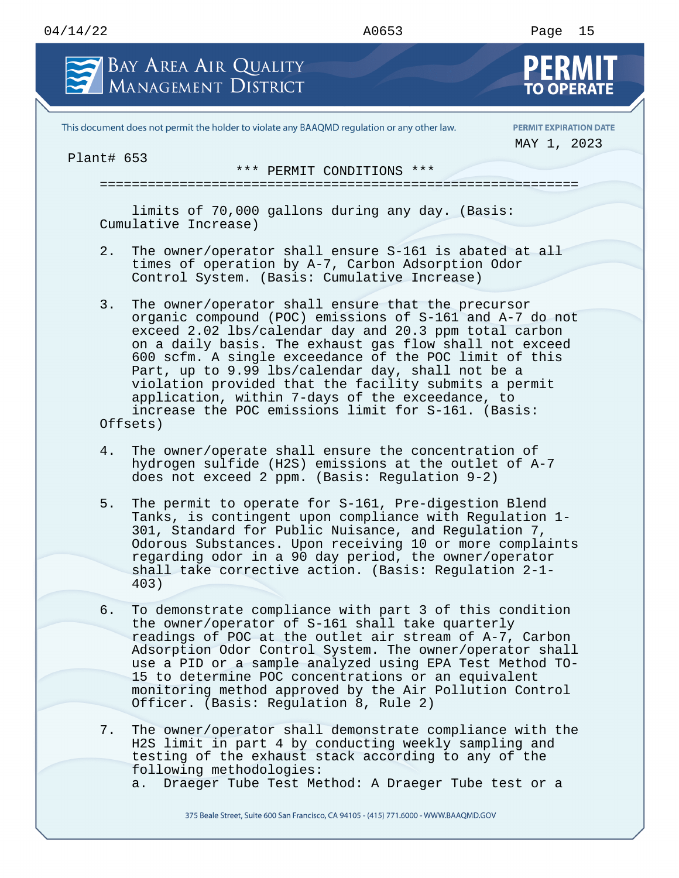Plant# 653

*** PERMIT CONDITIONS ***

limits of 70,000 gallons during any day. (Basis: Cumulative Increase)

2. The owner/operator shall ensure S-161 is abated at all times of operation by A-7, Carbon Adsorption Odor Control System. (Basis: Cumulative Increase)

3. The owner/operator shall ensure that the precursor organic compound (POC) emissions of S-161 and A-7 do not exceed 2.02 lbs/calendar day and 20.3 ppm total carbon on a daily basis. The exhaust gas flow shall not exceed 600 scfm. A single exceedance of the POC limit of this Part, up to 9.99 lbs/calendar day, shall not be a violation provided that the facility submits a permit application, within 7-days of the exceedance, to increase the POC emissions limit for S-161. (Basis: Offsets)

4. The owner/operate shall ensure the concentration of hydrogen sulfide ($H_2S$) emissions at the outlet of A-7 does not exceed 2 ppm. (Basis: Regulation 9-2)

5. The permit to operate for S-161, Pre-digestion Blend Tanks, is contingent upon compliance with Regulation 1-301, Standard for Public Nuisance, and Regulation 7, Odorous Substances. Upon receiving 10 or more complaints regarding odor in a 90 day period, the owner/operator shall take corrective action. (Basis: Regulation 2-1-403)

6. To demonstrate compliance with part 3 of this condition the owner/operator of S-161 shall take quarterly readings of POC at the outlet air stream of A-7, Carbon Adsorption Odor Control System. The owner/operator shall use a PID or a sample analyzed using EPA Test Method TO-15 to determine POC concentrations or an equivalent monitoring method approved by the Air Pollution Control Officer. (Basis: Regulation 8, Rule 2)

7. The owner/operator shall demonstrate compliance with the $H_2S$ limit in part 4 by conducting weekly sampling and testing of the exhaust stack according to any of the following methodologies:
   a. Draeger Tube Test Method: A Draeger Tube test or a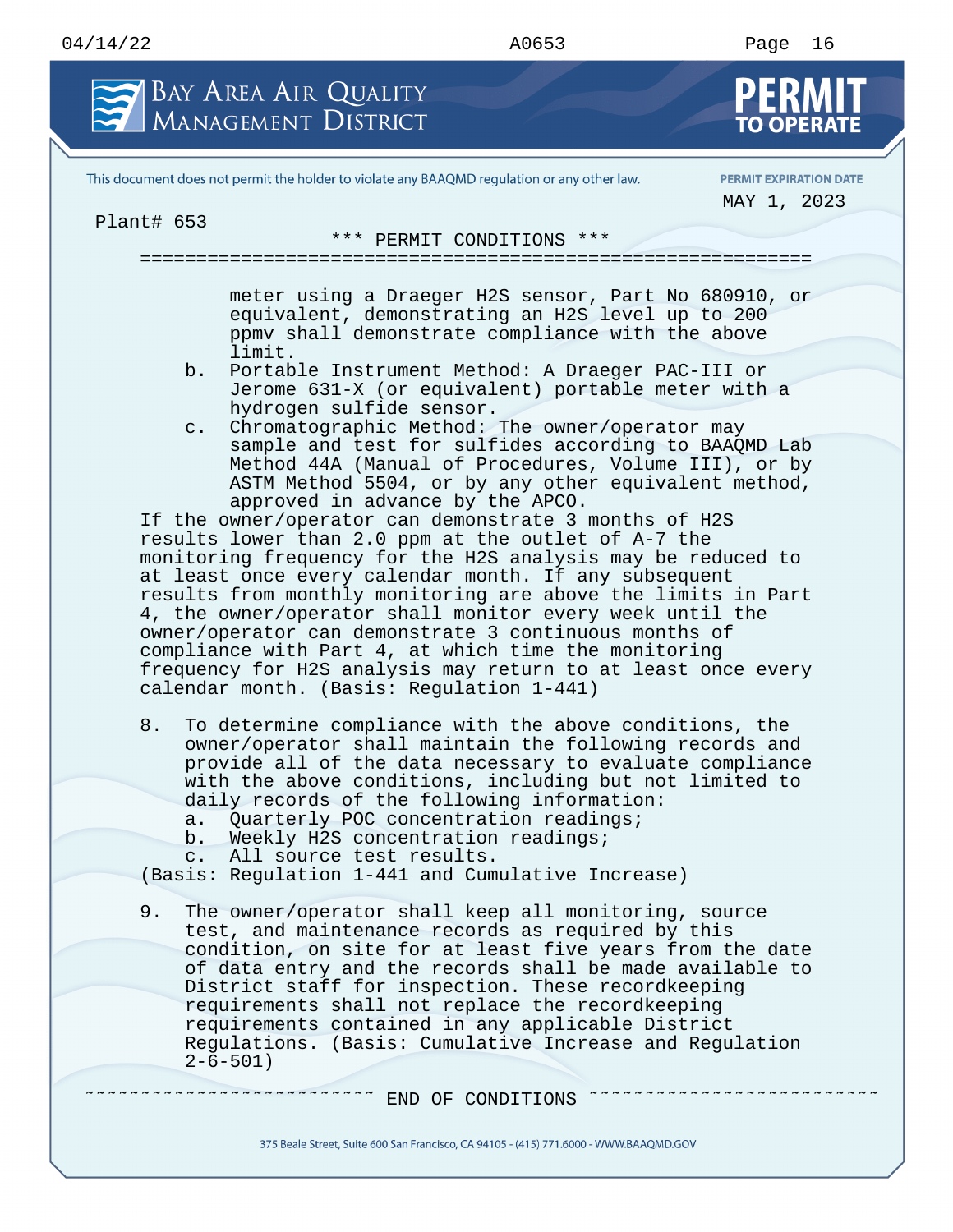Plant# 653

*** PERMIT CONDITIONS ***

meter using a Draeger H2S sensor, Part No 680910, or equivalent, demonstrating an H2S level up to 200 ppmv shall demonstrate compliance with the above limit.

b. Portable Instrument Method: A Draeger PAC-III or Jerome 631-X (or equivalent) portable meter with a hydrogen sulfide sensor.

c. Chromatographic Method: The owner/operator may sample and test for sulfides according to BAAQMD Lab Method 44A (Manual of Procedures, Volume III), or by ASTM Method 5504, or by any other equivalent method, approved in advance by the APCO.

If the owner/operator can demonstrate 3 months of H2S results lower than 2.0 ppm at the outlet of A-7 the monitoring frequency for the H2S analysis may be reduced to at least once every calendar month. If any subsequent results from monthly monitoring are above the limits in Part 4, the owner/operator shall monitor every week until the owner/operator can demonstrate 3 continuous months of compliance with Part 4, at which time the monitoring frequency for H2S analysis may return to at least once every calendar month. (Basis: Regulation 1-441)

8. To determine compliance with the above conditions, the owner/operator shall maintain the following records and provide all of the data necessary to evaluate compliance with the above conditions, including but not limited to daily records of the following information:
   a. Quarterly POC concentration readings;
   b. Weekly H2S concentration readings;
   c. All source test results.

(Basis: Regulation 1-441 and Cumulative Increase)

9. The owner/operator shall keep all monitoring, source test, and maintenance records as required by this condition, on site for at least five years from the date of data entry and the records shall be made available to District staff for inspection. These recordkeeping requirements shall not replace the recordkeeping requirements contained in any applicable District Regulations. (Basis: Cumulative Increase and Regulation 2-6-501)

~~~~~~~~~~~~~~~~~~~~~~~~~~ END OF CONDITIONS ~~~~~~~~~~~~~~~~~~~~~~~~~~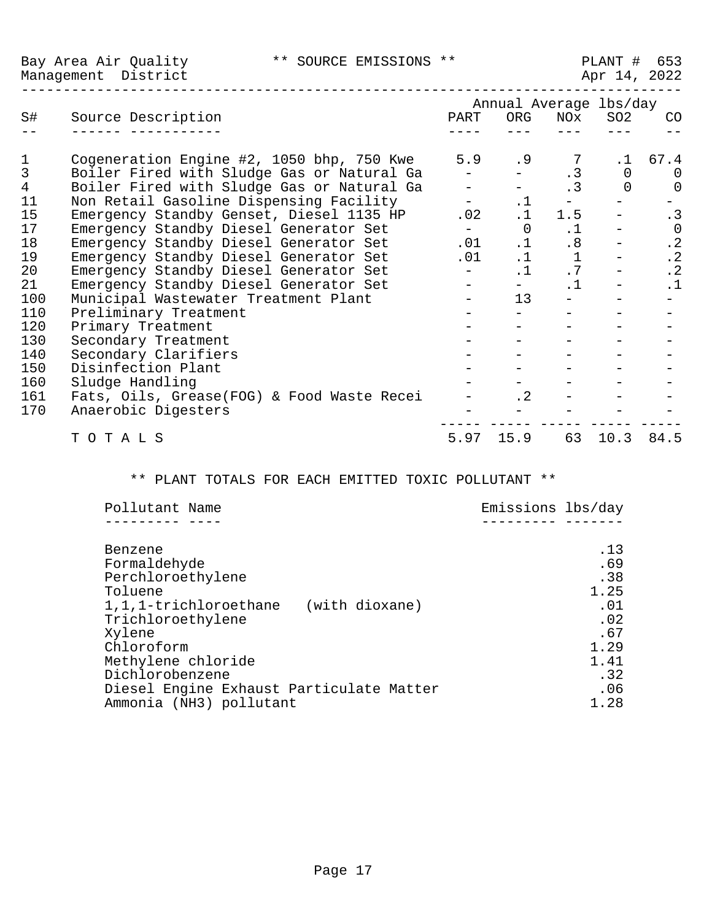Bay Area Air Quality Management District

## ** SOURCE EMISSIONS **

PLANT # 653
Apr 14, 2022

| | | Annual Average lbs/day | | | | |
|---|---|---|---|---|---|---|
| S# | Source Description | PART | ORG | NOx | SO2 | CO |
| 1 | Cogeneration Engine #2, 1050 bhp, 750 Kwe | 5.9 | .9 | 7 | .1 | 67.4 |
| 3 | Boiler Fired with Sludge Gas or Natural Ga | - | - | .3 | 0 | 0 |
| 4 | Boiler Fired with Sludge Gas or Natural Ga | - | - | .3 | 0 | 0 |
| 11 | Non Retail Gasoline Dispensing Facility | - | .1 | - | - | - |
| 15 | Emergency Standby Genset, Diesel 1135 HP | .02 | .1 | 1.5 | - | .3 |
| 17 | Emergency Standby Diesel Generator Set | - | 0 | .1 | - | 0 |
| 18 | Emergency Standby Diesel Generator Set | .01 | .1 | .8 | - | .2 |
| 19 | Emergency Standby Diesel Generator Set | .01 | .1 | 1 | - | .2 |
| 20 | Emergency Standby Diesel Generator Set | - | .1 | .7 | - | .2 |
| 21 | Emergency Standby Diesel Generator Set | - | - | .1 | - | .1 |
| 100 | Municipal Wastewater Treatment Plant | - | 13 | - | - | - |
| 110 | Preliminary Treatment | - | - | - | - | - |
| 120 | Primary Treatment | - | - | - | - | - |
| 130 | Secondary Treatment | - | - | - | - | - |
| 140 | Secondary Clarifiers | - | - | - | - | - |
| 150 | Disinfection Plant | - | - | - | - | - |
| 160 | Sludge Handling | - | - | - | - | - |
| 161 | Fats, Oils, Grease(FOG) & Food Waste Recei | - | .2 | - | - | - |
| 170 | Anaerobic Digesters | - | - | - | - | - |
| | T O T A L S | 5.97 | 15.9 | 63 | 10.3 | 84.5 |

## ** PLANT TOTALS FOR EACH EMITTED TOXIC POLLUTANT **

| Pollutant Name | Emissions lbs/day |
|---|---|
| Benzene | .13 |
| Formaldehyde | .69 |
| Perchloroethylene | .38 |
| Toluene | 1.25 |
| 1,1,1-trichloroethane (with dioxane) | .01 |
| Trichloroethylene | .02 |
| Xylene | .67 |
| Chloroform | 1.29 |
| Methylene chloride | 1.41 |
| Dichlorobenzene | .32 |
| Diesel Engine Exhaust Particulate Matter | .06 |
| Ammonia (NH3) pollutant | 1.28 |